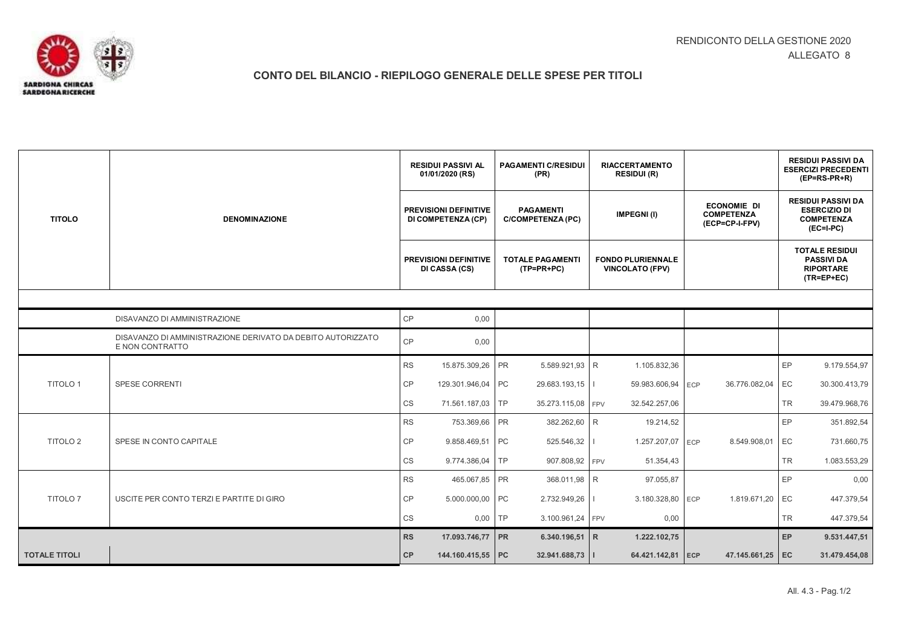RENDICONTO DELLA GESTIONE 2020
ALLEGATO 8

## CONTO DEL BILANCIO - RIEPILOGO GENERALE DELLE SPESE PER TITOLI

| TITOLO | DENOMINAZIONE | | RESIDUI PASSIVI AL 01/01/2020 (RS) / PREVISIONI DEFINITIVE DI COMPETENZA (CP) / PREVISIONI DEFINITIVE DI CASSA (CS) | | PAGAMENTI C/RESIDUI (PR) / PAGAMENTI C/COMPETENZA (PC) / TOTALE PAGAMENTI (TP=PR+PC) | | RIACCERTAMENTO RESIDUI (R) / IMPEGNI (I) / FONDO PLURIENNALE VINCOLATO (FPV) | | ECONOMIE DI COMPETENZA (ECP=CP-I-FPV) | | RESIDUI PASSIVI DA ESERCIZI PRECEDENTI (EP=RS-PR+R) / RESIDUI PASSIVI DA ESERCIZIO DI COMPETENZA (EC=I-PC) / TOTALE RESIDUI PASSIVI DA RIPORTARE (TR=EP+EC) |
|---|---|---|---|---|---|---|---|---|---|---|---|
| | DISAVANZO DI AMMINISTRAZIONE | CP | 0,00 | | | | | | | | |
| | DISAVANZO DI AMMINISTRAZIONE DERIVATO DA DEBITO AUTORIZZATO E NON CONTRATTO | CP | 0,00 | | | | | | | | |
| TITOLO 1 | SPESE CORRENTI | RS | 15.875.309,26 | PR | 5.589.921,93 | R | 1.105.832,36 | | | EP | 9.179.554,97 |
| | | CP | 129.301.946,04 | PC | 29.683.193,15 | I | 59.983.606,94 | ECP | 36.776.082,04 | EC | 30.300.413,79 |
| | | CS | 71.561.187,03 | TP | 35.273.115,08 | FPV | 32.542.257,06 | | | TR | 39.479.968,76 |
| TITOLO 2 | SPESE IN CONTO CAPITALE | RS | 753.369,66 | PR | 382.262,60 | R | 19.214,52 | | | EP | 351.892,54 |
| | | CP | 9.858.469,51 | PC | 525.546,32 | I | 1.257.207,07 | ECP | 8.549.908,01 | EC | 731.660,75 |
| | | CS | 9.774.386,04 | TP | 907.808,92 | FPV | 51.354,43 | | | TR | 1.083.553,29 |
| TITOLO 7 | USCITE PER CONTO TERZI E PARTITE DI GIRO | RS | 465.067,85 | PR | 368.011,98 | R | 97.055,87 | | | EP | 0,00 |
| | | CP | 5.000.000,00 | PC | 2.732.949,26 | I | 3.180.328,80 | ECP | 1.819.671,20 | EC | 447.379,54 |
| | | CS | 0,00 | TP | 3.100.961,24 | FPV | 0,00 | | | TR | 447.379,54 |
| **TOTALE TITOLI** | | **RS** | **17.093.746,77** | **PR** | **6.340.196,51** | **R** | **1.222.102,75** | | | **EP** | **9.531.447,51** |
| | | **CP** | **144.160.415,55** | **PC** | **32.941.688,73** | **I** | **64.421.142,81** | **ECP** | **47.145.661,25** | **EC** | **31.479.454,08** |

All. 4.3 - Pag.1/2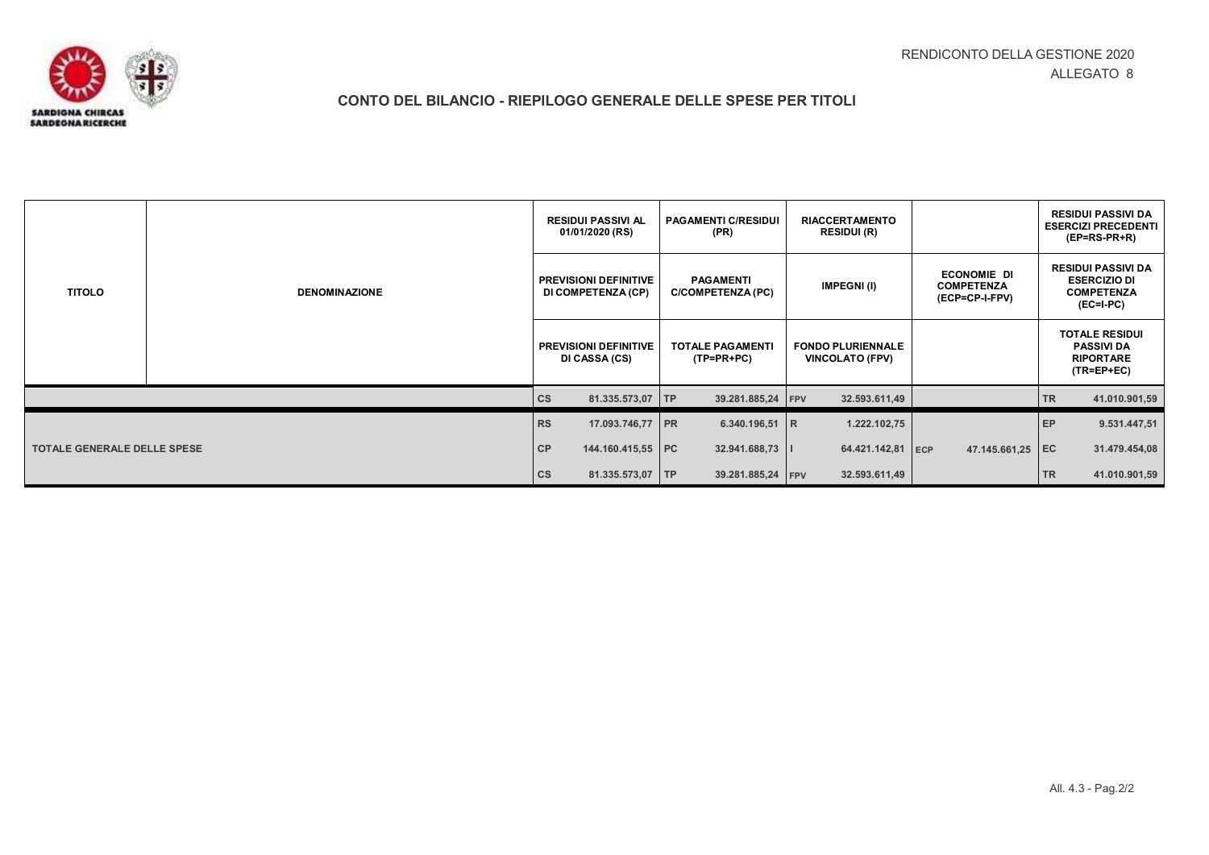RENDICONTO DELLA GESTIONE 2020

ALLEGATO 8

## CONTO DEL BILANCIO - RIEPILOGO GENERALE DELLE SPESE PER TITOLI

| TITOLO | DENOMINAZIONE | | RESIDUI PASSIVI AL 01/01/2020 (RS) / PREVISIONI DEFINITIVE DI COMPETENZA (CP) / PREVISIONI DEFINITIVE DI CASSA (CS) | | PAGAMENTI C/RESIDUI (PR) / PAGAMENTI C/COMPETENZA (PC) / TOTALE PAGAMENTI (TP=PR+PC) | | RIACCERTAMENTO RESIDUI (R) / IMPEGNI (I) / FONDO PLURIENNALE VINCOLATO (FPV) | | ECONOMIE DI COMPETENZA (ECP=CP-I-FPV) | | RESIDUI PASSIVI DA ESERCIZI PRECEDENTI (EP=RS-PR+R) / RESIDUI PASSIVI DA ESERCIZIO DI COMPETENZA (EC=I-PC) / TOTALE RESIDUI PASSIVI DA RIPORTARE (TR=EP+EC) |
|---|---|---|---|---|---|---|---|---|---|---|---|
| | | CS | 81.335.573,07 | TP | 39.281.885,24 | FPV | 32.593.611,49 | | | TR | 41.010.901,59 |
| TOTALE GENERALE DELLE SPESE | | RS | 17.093.746,77 | PR | 6.340.196,51 | R | 1.222.102,75 | | | EP | 9.531.447,51 |
| | | CP | 144.160.415,55 | PC | 32.941.688,73 | I | 64.421.142,81 | ECP | 47.145.661,25 | EC | 31.479.454,08 |
| | | CS | 81.335.573,07 | TP | 39.281.885,24 | FPV | 32.593.611,49 | | | TR | 41.010.901,59 |

All. 4.3 - Pag.2/2